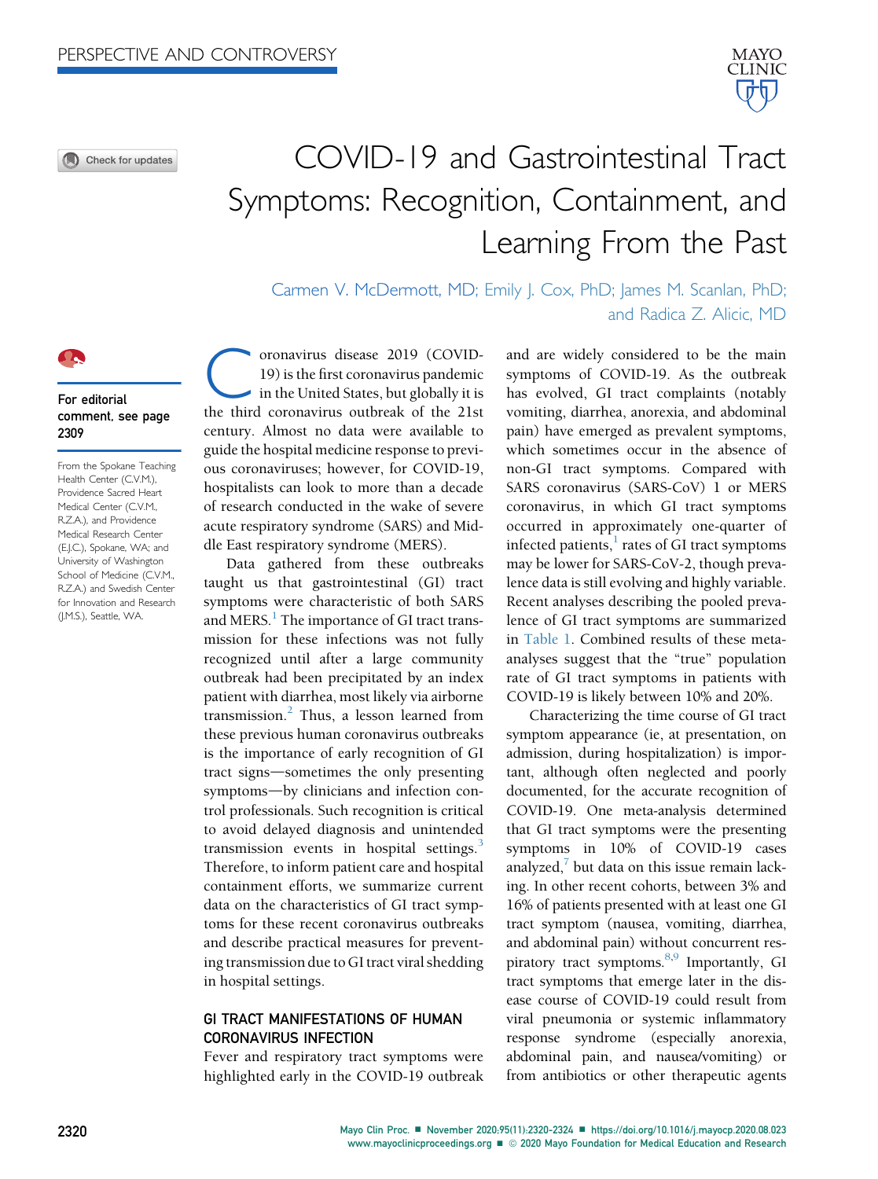PERSPECTIVE AND CONTROVERSY

# COVID-19 and Gastrointestinal Tract Symptoms: Recognition, Containment, and Learning From the Past

Carmen V. McDermott, MD; Emily J. Cox, PhD; James M. Scanlan, PhD; and Radica Z. Alicic, MD

**For editorial comment, see page 2309**

From the Spokane Teaching Health Center (C.V.M.), Providence Sacred Heart Medical Center (C.V.M., R.Z.A.), and Providence Medical Research Center (E.J.C.), Spokane, WA; and University of Washington School of Medicine (C.V.M., R.Z.A.) and Swedish Center for Innovation and Research (J.M.S.), Seattle, WA.

Coronavirus disease 2019 (COVID-19) is the first coronavirus pandemic in the United States, but globally it is the third coronavirus outbreak of the 21st century. Almost no data were available to guide the hospital medicine response to previous coronaviruses; however, for COVID-19, hospitalists can look to more than a decade of research conducted in the wake of severe acute respiratory syndrome (SARS) and Middle East respiratory syndrome (MERS).

Data gathered from these outbreaks taught us that gastrointestinal (GI) tract symptoms were characteristic of both SARS and MERS.[1] The importance of GI tract transmission for these infections was not fully recognized until after a large community outbreak had been precipitated by an index patient with diarrhea, most likely via airborne transmission.[2] Thus, a lesson learned from these previous human coronavirus outbreaks is the importance of early recognition of GI tract signs—sometimes the only presenting symptoms—by clinicians and infection control professionals. Such recognition is critical to avoid delayed diagnosis and unintended transmission events in hospital settings.[3] Therefore, to inform patient care and hospital containment efforts, we summarize current data on the characteristics of GI tract symptoms for these recent coronavirus outbreaks and describe practical measures for preventing transmission due to GI tract viral shedding in hospital settings.

## GI TRACT MANIFESTATIONS OF HUMAN CORONAVIRUS INFECTION

Fever and respiratory tract symptoms were highlighted early in the COVID-19 outbreak and are widely considered to be the main symptoms of COVID-19. As the outbreak has evolved, GI tract complaints (notably vomiting, diarrhea, anorexia, and abdominal pain) have emerged as prevalent symptoms, which sometimes occur in the absence of non-GI tract symptoms. Compared with SARS coronavirus (SARS-CoV) 1 or MERS coronavirus, in which GI tract symptoms occurred in approximately one-quarter of infected patients,[1] rates of GI tract symptoms may be lower for SARS-CoV-2, though prevalence data is still evolving and highly variable. Recent analyses describing the pooled prevalence of GI tract symptoms are summarized in Table 1. Combined results of these meta-analyses suggest that the "true" population rate of GI tract symptoms in patients with COVID-19 is likely between 10% and 20%.

Characterizing the time course of GI tract symptom appearance (ie, at presentation, on admission, during hospitalization) is important, although often neglected and poorly documented, for the accurate recognition of COVID-19. One meta-analysis determined that GI tract symptoms were the presenting symptoms in 10% of COVID-19 cases analyzed,[7] but data on this issue remain lacking. In other recent cohorts, between 3% and 16% of patients presented with at least one GI tract symptom (nausea, vomiting, diarrhea, and abdominal pain) without concurrent respiratory tract symptoms.[8,9] Importantly, GI tract symptoms that emerge later in the disease course of COVID-19 could result from viral pneumonia or systemic inflammatory response syndrome (especially anorexia, abdominal pain, and nausea/vomiting) or from antibiotics or other therapeutic agents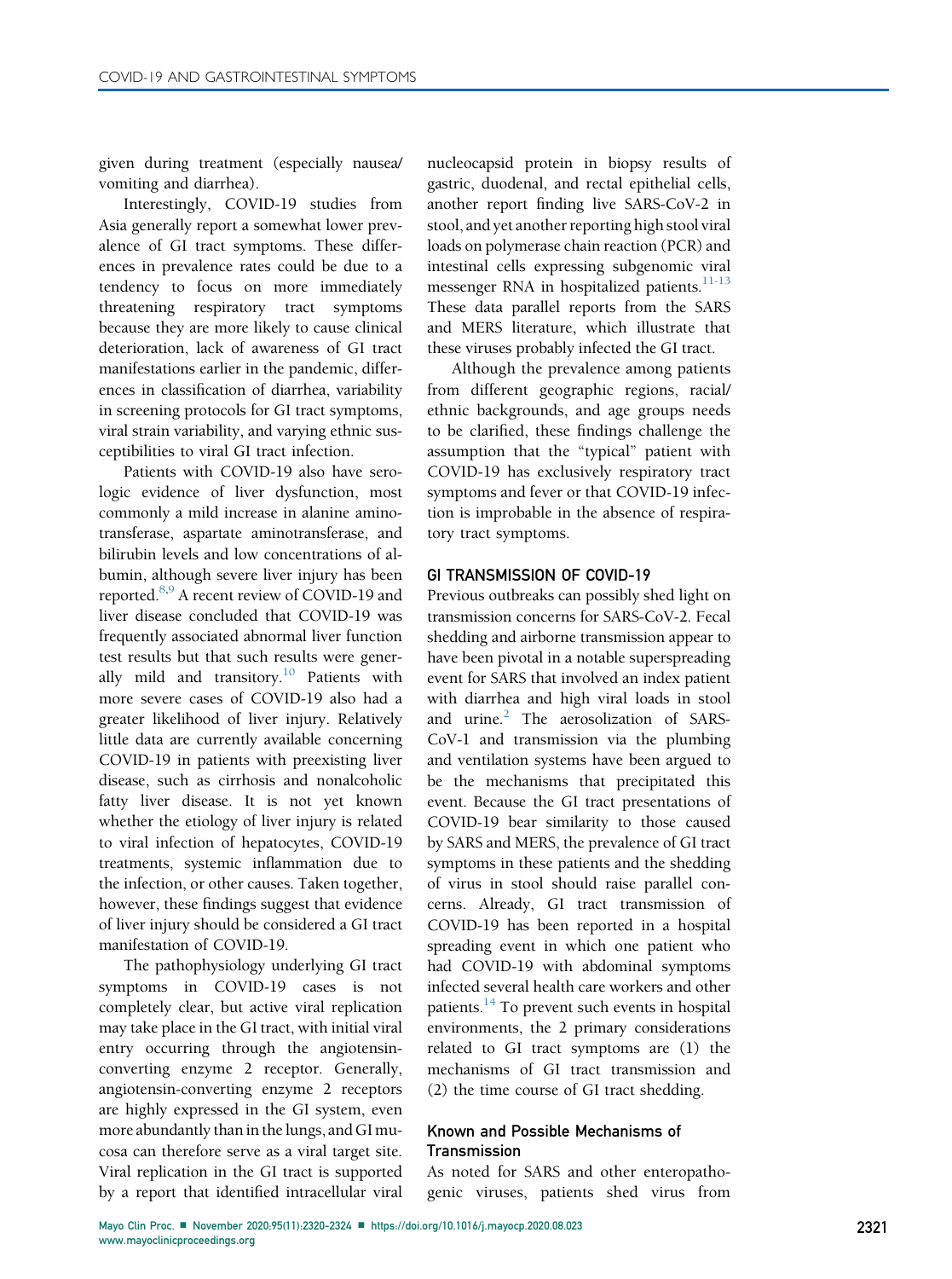given during treatment (especially nausea/vomiting and diarrhea).

Interestingly, COVID-19 studies from Asia generally report a somewhat lower prevalence of GI tract symptoms. These differences in prevalence rates could be due to a tendency to focus on more immediately threatening respiratory tract symptoms because they are more likely to cause clinical deterioration, lack of awareness of GI tract manifestations earlier in the pandemic, differences in classification of diarrhea, variability in screening protocols for GI tract symptoms, viral strain variability, and varying ethnic susceptibilities to viral GI tract infection.

Patients with COVID-19 also have serologic evidence of liver dysfunction, most commonly a mild increase in alanine aminotransferase, aspartate aminotransferase, and bilirubin levels and low concentrations of albumin, although severe liver injury has been reported.[8,9] A recent review of COVID-19 and liver disease concluded that COVID-19 was frequently associated abnormal liver function test results but that such results were generally mild and transitory.[10] Patients with more severe cases of COVID-19 also had a greater likelihood of liver injury. Relatively little data are currently available concerning COVID-19 in patients with preexisting liver disease, such as cirrhosis and nonalcoholic fatty liver disease. It is not yet known whether the etiology of liver injury is related to viral infection of hepatocytes, COVID-19 treatments, systemic inflammation due to the infection, or other causes. Taken together, however, these findings suggest that evidence of liver injury should be considered a GI tract manifestation of COVID-19.

The pathophysiology underlying GI tract symptoms in COVID-19 cases is not completely clear, but active viral replication may take place in the GI tract, with initial viral entry occurring through the angiotensin-converting enzyme 2 receptor. Generally, angiotensin-converting enzyme 2 receptors are highly expressed in the GI system, even more abundantly than in the lungs, and GI mucosa can therefore serve as a viral target site. Viral replication in the GI tract is supported by a report that identified intracellular viral nucleocapsid protein in biopsy results of gastric, duodenal, and rectal epithelial cells, another report finding live SARS-CoV-2 in stool, and yet another reporting high stool viral loads on polymerase chain reaction (PCR) and intestinal cells expressing subgenomic viral messenger RNA in hospitalized patients.[11-13] These data parallel reports from the SARS and MERS literature, which illustrate that these viruses probably infected the GI tract.

Although the prevalence among patients from different geographic regions, racial/ethnic backgrounds, and age groups needs to be clarified, these findings challenge the assumption that the "typical" patient with COVID-19 has exclusively respiratory tract symptoms and fever or that COVID-19 infection is improbable in the absence of respiratory tract symptoms.

## GI TRANSMISSION OF COVID-19

Previous outbreaks can possibly shed light on transmission concerns for SARS-CoV-2. Fecal shedding and airborne transmission appear to have been pivotal in a notable superspreading event for SARS that involved an index patient with diarrhea and high viral loads in stool and urine.[2] The aerosolization of SARS-CoV-1 and transmission via the plumbing and ventilation systems have been argued to be the mechanisms that precipitated this event. Because the GI tract presentations of COVID-19 bear similarity to those caused by SARS and MERS, the prevalence of GI tract symptoms in these patients and the shedding of virus in stool should raise parallel concerns. Already, GI tract transmission of COVID-19 has been reported in a hospital spreading event in which one patient who had COVID-19 with abdominal symptoms infected several health care workers and other patients.[14] To prevent such events in hospital environments, the 2 primary considerations related to GI tract symptoms are (1) the mechanisms of GI tract transmission and (2) the time course of GI tract shedding.

### Known and Possible Mechanisms of Transmission

As noted for SARS and other enteropathogenic viruses, patients shed virus from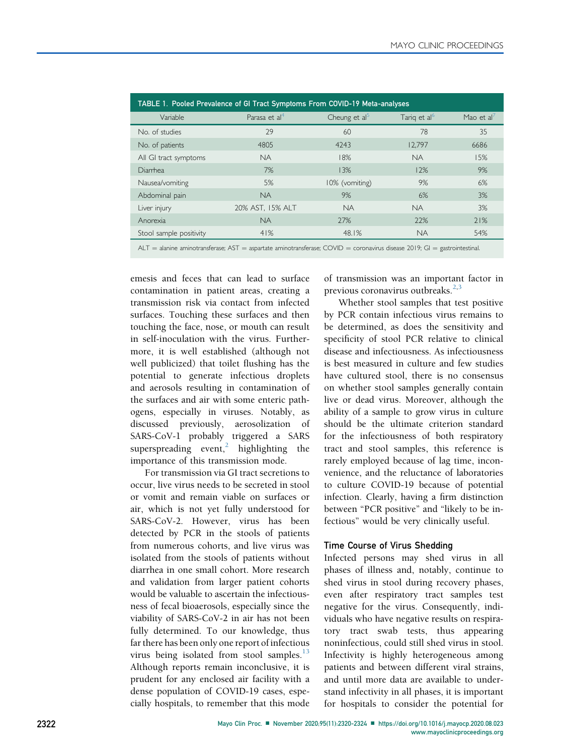| TABLE 1. Pooled Prevalence of GI Tract Symptoms From COVID-19 Meta-analyses | | | | |
|---|---|---|---|---|
| Variable | Parasa et al[4] | Cheung et al[5] | Tariq et al[6] | Mao et al[7] |
| No. of studies | 29 | 60 | 78 | 35 |
| No. of patients | 4805 | 4243 | 12,797 | 6686 |
| All GI tract symptoms | NA | 18% | NA | 15% |
| Diarrhea | 7% | 13% | 12% | 9% |
| Nausea/vomiting | 5% | 10% (vomiting) | 9% | 6% |
| Abdominal pain | NA | 9% | 6% | 3% |
| Liver injury | 20% AST, 15% ALT | NA | NA | 3% |
| Anorexia | NA | 27% | 22% | 21% |
| Stool sample positivity | 41% | 48.1% | NA | 54% |

ALT = alanine aminotransferase; AST = aspartate aminotransferase; COVID = coronavirus disease 2019; GI = gastrointestinal.

emesis and feces that can lead to surface contamination in patient areas, creating a transmission risk via contact from infected surfaces. Touching these surfaces and then touching the face, nose, or mouth can result in self-inoculation with the virus. Furthermore, it is well established (although not well publicized) that toilet flushing has the potential to generate infectious droplets and aerosols resulting in contamination of the surfaces and air with some enteric pathogens, especially in viruses. Notably, as discussed previously, aerosolization of SARS-CoV-1 probably triggered a SARS superspreading event,[2] highlighting the importance of this transmission mode.

For transmission via GI tract secretions to occur, live virus needs to be secreted in stool or vomit and remain viable on surfaces or air, which is not yet fully understood for SARS-CoV-2. However, virus has been detected by PCR in the stools of patients from numerous cohorts, and live virus was isolated from the stools of patients without diarrhea in one small cohort. More research and validation from larger patient cohorts would be valuable to ascertain the infectiousness of fecal bioaerosols, especially since the viability of SARS-CoV-2 in air has not been fully determined. To our knowledge, thus far there has been only one report of infectious virus being isolated from stool samples.[13] Although reports remain inconclusive, it is prudent for any enclosed air facility with a dense population of COVID-19 cases, especially hospitals, to remember that this mode of transmission was an important factor in previous coronavirus outbreaks.[2,3]

Whether stool samples that test positive by PCR contain infectious virus remains to be determined, as does the sensitivity and specificity of stool PCR relative to clinical disease and infectiousness. As infectiousness is best measured in culture and few studies have cultured stool, there is no consensus on whether stool samples generally contain live or dead virus. Moreover, although the ability of a sample to grow virus in culture should be the ultimate criterion standard for the infectiousness of both respiratory tract and stool samples, this reference is rarely employed because of lag time, inconvenience, and the reluctance of laboratories to culture COVID-19 because of potential infection. Clearly, having a firm distinction between "PCR positive" and "likely to be infectious" would be very clinically useful.

### Time Course of Virus Shedding

Infected persons may shed virus in all phases of illness and, notably, continue to shed virus in stool during recovery phases, even after respiratory tract samples test negative for the virus. Consequently, individuals who have negative results on respiratory tract swab tests, thus appearing noninfectious, could still shed virus in stool. Infectivity is highly heterogeneous among patients and between different viral strains, and until more data are available to understand infectivity in all phases, it is important for hospitals to consider the potential for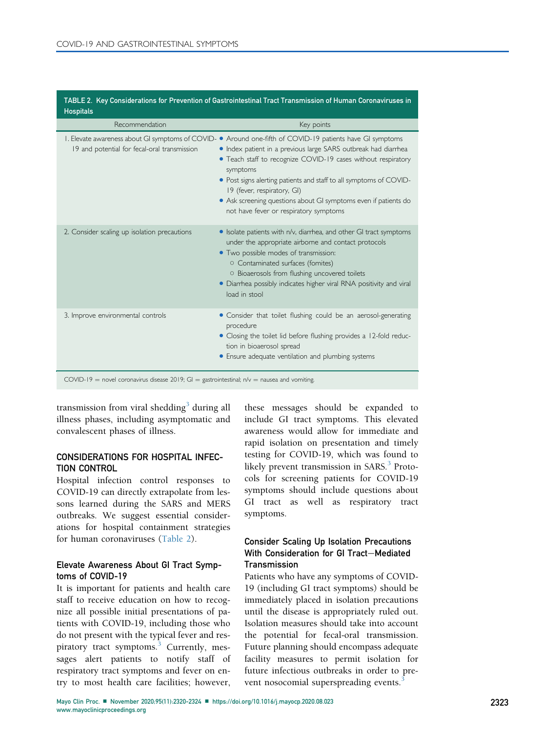**TABLE 2. Key Considerations for Prevention of Gastrointestinal Tract Transmission of Human Coronaviruses in Hospitals**

| Recommendation | Key points |
|---|---|
| 1. Elevate awareness about GI symptoms of COVID-19 and potential for fecal-oral transmission | • Around one-fifth of COVID-19 patients have GI symptoms<br>• Index patient in a previous large SARS outbreak had diarrhea<br>• Teach staff to recognize COVID-19 cases without respiratory symptoms<br>• Post signs alerting patients and staff to all symptoms of COVID-19 (fever, respiratory, GI)<br>• Ask screening questions about GI symptoms even if patients do not have fever or respiratory symptoms |
| 2. Consider scaling up isolation precautions | • Isolate patients with n/v, diarrhea, and other GI tract symptoms under the appropriate airborne and contact protocols<br>• Two possible modes of transmission:<br>○ Contaminated surfaces (fomites)<br>○ Bioaerosols from flushing uncovered toilets<br>• Diarrhea possibly indicates higher viral RNA positivity and viral load in stool |
| 3. Improve environmental controls | • Consider that toilet flushing could be an aerosol-generating procedure<br>• Closing the toilet lid before flushing provides a 12-fold reduction in bioaerosol spread<br>• Ensure adequate ventilation and plumbing systems |

COVID-19 = novel coronavirus disease 2019; GI = gastrointestinal; n/v = nausea and vomiting.

transmission from viral shedding[3] during all illness phases, including asymptomatic and convalescent phases of illness.

## CONSIDERATIONS FOR HOSPITAL INFECTION CONTROL

Hospital infection control responses to COVID-19 can directly extrapolate from lessons learned during the SARS and MERS outbreaks. We suggest essential considerations for hospital containment strategies for human coronaviruses (Table 2).

### Elevate Awareness About GI Tract Symptoms of COVID-19

It is important for patients and health care staff to receive education on how to recognize all possible initial presentations of patients with COVID-19, including those who do not present with the typical fever and respiratory tract symptoms.[3] Currently, messages alert patients to notify staff of respiratory tract symptoms and fever on entry to most health care facilities; however, these messages should be expanded to include GI tract symptoms. This elevated awareness would allow for immediate and rapid isolation on presentation and timely testing for COVID-19, which was found to likely prevent transmission in SARS.[3] Protocols for screening patients for COVID-19 symptoms should include questions about GI tract as well as respiratory tract symptoms.

### Consider Scaling Up Isolation Precautions With Consideration for GI Tract–Mediated Transmission

Patients who have any symptoms of COVID-19 (including GI tract symptoms) should be immediately placed in isolation precautions until the disease is appropriately ruled out. Isolation measures should take into account the potential for fecal-oral transmission. Future planning should encompass adequate facility measures to permit isolation for future infectious outbreaks in order to prevent nosocomial superspreading events.[3]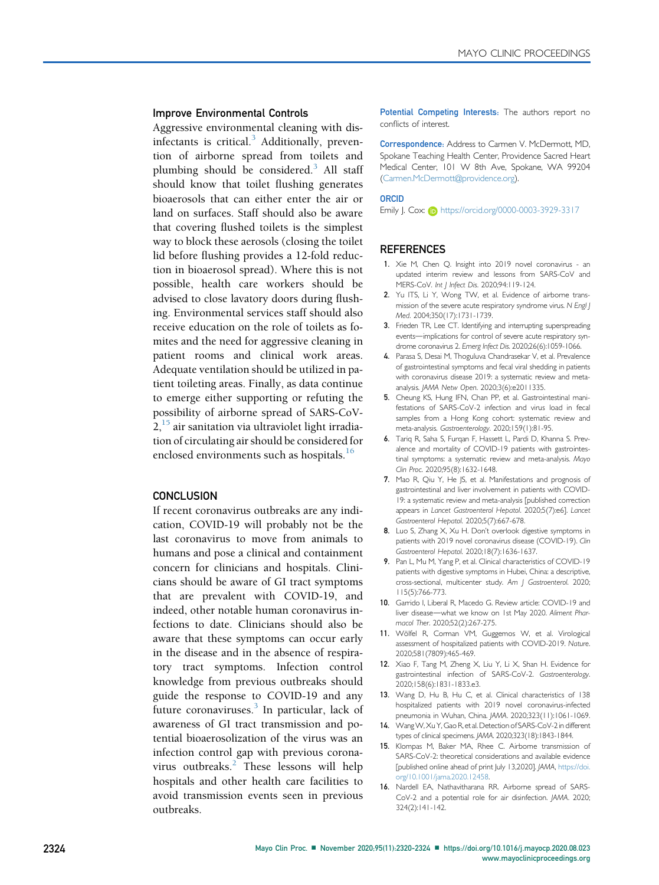### Improve Environmental Controls

Aggressive environmental cleaning with disinfectants is critical.[3] Additionally, prevention of airborne spread from toilets and plumbing should be considered.[3] All staff should know that toilet flushing generates bioaerosols that can either enter the air or land on surfaces. Staff should also be aware that covering flushed toilets is the simplest way to block these aerosols (closing the toilet lid before flushing provides a 12-fold reduction in bioaerosol spread). Where this is not possible, health care workers should be advised to close lavatory doors during flushing. Environmental services staff should also receive education on the role of toilets as fomites and the need for aggressive cleaning in patient rooms and clinical work areas. Adequate ventilation should be utilized in patient toileting areas. Finally, as data continue to emerge either supporting or refuting the possibility of airborne spread of SARS-CoV-2,[15] air sanitation via ultraviolet light irradiation of circulating air should be considered for enclosed environments such as hospitals.[16]

## CONCLUSION

If recent coronavirus outbreaks are any indication, COVID-19 will probably not be the last coronavirus to move from animals to humans and pose a clinical and containment concern for clinicians and hospitals. Clinicians should be aware of GI tract symptoms that are prevalent with COVID-19, and indeed, other notable human coronavirus infections to date. Clinicians should also be aware that these symptoms can occur early in the disease and in the absence of respiratory tract symptoms. Infection control knowledge from previous outbreaks should guide the response to COVID-19 and any future coronaviruses.[3] In particular, lack of awareness of GI tract transmission and potential bioaerosolization of the virus was an infection control gap with previous coronavirus outbreaks.[2] These lessons will help hospitals and other health care facilities to avoid transmission events seen in previous outbreaks.

**Potential Competing Interests:** The authors report no conflicts of interest.

**Correspondence:** Address to Carmen V. McDermott, MD, Spokane Teaching Health Center, Providence Sacred Heart Medical Center, 101 W 8th Ave, Spokane, WA 99204 (Carmen.McDermott@providence.org).

**ORCID**

Emily J. Cox: https://orcid.org/0000-0003-3929-3317

## REFERENCES

1. Xie M, Chen Q. Insight into 2019 novel coronavirus - an updated interim review and lessons from SARS-CoV and MERS-CoV. *Int J Infect Dis.* 2020;94:119-124.
2. Yu ITS, Li Y, Wong TW, et al. Evidence of airborne transmission of the severe acute respiratory syndrome virus. *N Engl J Med.* 2004;350(17):1731-1739.
3. Frieden TR, Lee CT. Identifying and interrupting superspreading events—implications for control of severe acute respiratory syndrome coronavirus 2. *Emerg Infect Dis.* 2020;26(6):1059-1066.
4. Parasa S, Desai M, Thoguluva Chandrasekar V, et al. Prevalence of gastrointestinal symptoms and fecal viral shedding in patients with coronavirus disease 2019: a systematic review and meta-analysis. *JAMA Netw Open.* 2020;3(6):e2011335.
5. Cheung KS, Hung IFN, Chan PP, et al. Gastrointestinal manifestations of SARS-CoV-2 infection and virus load in fecal samples from a Hong Kong cohort: systematic review and meta-analysis. *Gastroenterology.* 2020;159(1):81-95.
6. Tariq R, Saha S, Furqan F, Hassett L, Pardi D, Khanna S. Prevalence and mortality of COVID-19 patients with gastrointestinal symptoms: a systematic review and meta-analysis. *Mayo Clin Proc.* 2020;95(8):1632-1648.
7. Mao R, Qiu Y, He JS, et al. Manifestations and prognosis of gastrointestinal and liver involvement in patients with COVID-19: a systematic review and meta-analysis [published correction appears in *Lancet Gastroenterol Hepatol.* 2020;5(7):e6]. *Lancet Gastroenterol Hepatol.* 2020;5(7):667-678.
8. Luo S, Zhang X, Xu H. Don't overlook digestive symptoms in patients with 2019 novel coronavirus disease (COVID-19). *Clin Gastroenterol Hepatol.* 2020;18(7):1636-1637.
9. Pan L, Mu M, Yang P, et al. Clinical characteristics of COVID-19 patients with digestive symptoms in Hubei, China: a descriptive, cross-sectional, multicenter study. *Am J Gastroenterol.* 2020;115(5):766-773.
10. Garrido I, Liberal R, Macedo G. Review article: COVID-19 and liver disease—what we know on 1st May 2020. *Aliment Pharmacol Ther.* 2020;52(2):267-275.
11. Wölfel R, Corman VM, Guggemos W, et al. Virological assessment of hospitalized patients with COVID-2019. *Nature.* 2020;581(7809):465-469.
12. Xiao F, Tang M, Zheng X, Liu Y, Li X, Shan H. Evidence for gastrointestinal infection of SARS-CoV-2. *Gastroenterology.* 2020;158(6):1831-1833.e3.
13. Wang D, Hu B, Hu C, et al. Clinical characteristics of 138 hospitalized patients with 2019 novel coronavirus-infected pneumonia in Wuhan, China. *JAMA.* 2020;323(11):1061-1069.
14. Wang W, Xu Y, Gao R, et al. Detection of SARS-CoV-2 in different types of clinical specimens. *JAMA.* 2020;323(18):1843-1844.
15. Klompas M, Baker MA, Rhee C. Airborne transmission of SARS-CoV-2: theoretical considerations and available evidence [published online ahead of print July 13,2020]. *JAMA*, https://doi.org/10.1001/jama.2020.12458.
16. Nardell EA, Nathavitharana RR. Airborne spread of SARS-CoV-2 and a potential role for air disinfection. *JAMA.* 2020;324(2):141-142.